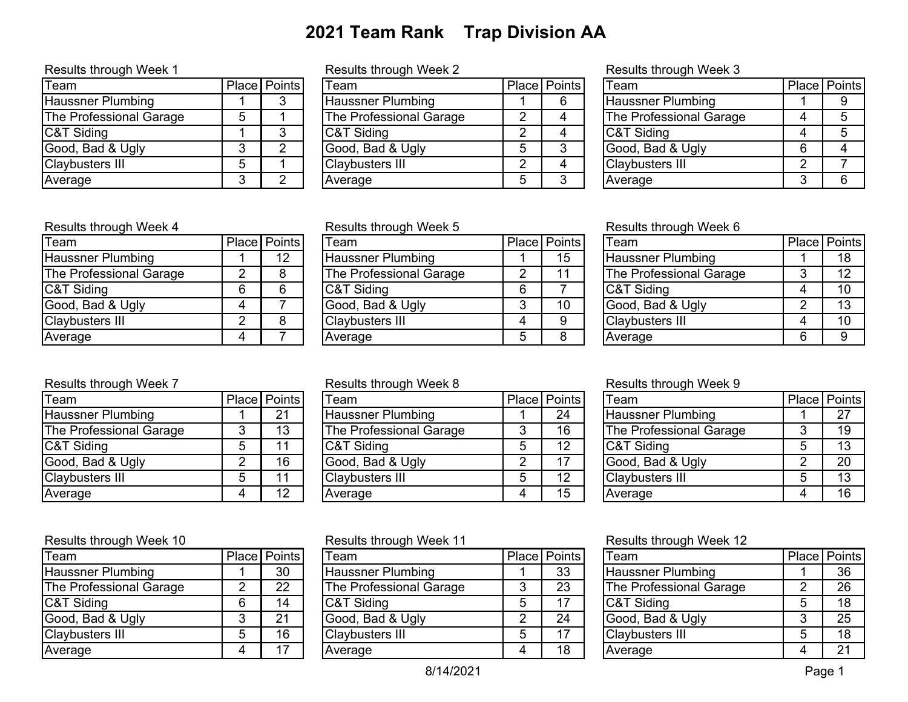# 2021 Team Rank Trap Division AA

Results through Week 1

| Team | Place | Points |
|---|---|---|
| Haussner Plumbing | 1 | 3 |
| The Professional Garage | 5 | 1 |
| C&T Siding | 1 | 3 |
| Good, Bad & Ugly | 3 | 2 |
| Claybusters III | 5 | 1 |
| Average | 3 | 2 |

Results through Week 2

| Team | Place | Points |
|---|---|---|
| Haussner Plumbing | 1 | 6 |
| The Professional Garage | 2 | 4 |
| C&T Siding | 2 | 4 |
| Good, Bad & Ugly | 5 | 3 |
| Claybusters III | 2 | 4 |
| Average | 5 | 3 |

Results through Week 3

| Team | Place | Points |
|---|---|---|
| Haussner Plumbing | 1 | 9 |
| The Professional Garage | 4 | 5 |
| C&T Siding | 4 | 5 |
| Good, Bad & Ugly | 6 | 4 |
| Claybusters III | 2 | 7 |
| Average | 3 | 6 |

Results through Week 4

| Team | Place | Points |
|---|---|---|
| Haussner Plumbing | 1 | 12 |
| The Professional Garage | 2 | 8 |
| C&T Siding | 6 | 6 |
| Good, Bad & Ugly | 4 | 7 |
| Claybusters III | 2 | 8 |
| Average | 4 | 7 |

Results through Week 5

| Team | Place | Points |
|---|---|---|
| Haussner Plumbing | 1 | 15 |
| The Professional Garage | 2 | 11 |
| C&T Siding | 6 | 7 |
| Good, Bad & Ugly | 3 | 10 |
| Claybusters III | 4 | 9 |
| Average | 5 | 8 |

Results through Week 6

| Team | Place | Points |
|---|---|---|
| Haussner Plumbing | 1 | 18 |
| The Professional Garage | 3 | 12 |
| C&T Siding | 4 | 10 |
| Good, Bad & Ugly | 2 | 13 |
| Claybusters III | 4 | 10 |
| Average | 6 | 9 |

Results through Week 7

| Team | Place | Points |
|---|---|---|
| Haussner Plumbing | 1 | 21 |
| The Professional Garage | 3 | 13 |
| C&T Siding | 5 | 11 |
| Good, Bad & Ugly | 2 | 16 |
| Claybusters III | 5 | 11 |
| Average | 4 | 12 |

Results through Week 8

| Team | Place | Points |
|---|---|---|
| Haussner Plumbing | 1 | 24 |
| The Professional Garage | 3 | 16 |
| C&T Siding | 5 | 12 |
| Good, Bad & Ugly | 2 | 17 |
| Claybusters III | 5 | 12 |
| Average | 4 | 15 |

Results through Week 9

| Team | Place | Points |
|---|---|---|
| Haussner Plumbing | 1 | 27 |
| The Professional Garage | 3 | 19 |
| C&T Siding | 5 | 13 |
| Good, Bad & Ugly | 2 | 20 |
| Claybusters III | 5 | 13 |
| Average | 4 | 16 |

Results through Week 10

| Team | Place | Points |
|---|---|---|
| Haussner Plumbing | 1 | 30 |
| The Professional Garage | 2 | 22 |
| C&T Siding | 6 | 14 |
| Good, Bad & Ugly | 3 | 21 |
| Claybusters III | 5 | 16 |
| Average | 4 | 17 |

Results through Week 11

| Team | Place | Points |
|---|---|---|
| Haussner Plumbing | 1 | 33 |
| The Professional Garage | 3 | 23 |
| C&T Siding | 5 | 17 |
| Good, Bad & Ugly | 2 | 24 |
| Claybusters III | 5 | 17 |
| Average | 4 | 18 |

Results through Week 12

| Team | Place | Points |
|---|---|---|
| Haussner Plumbing | 1 | 36 |
| The Professional Garage | 2 | 26 |
| C&T Siding | 5 | 18 |
| Good, Bad & Ugly | 3 | 25 |
| Claybusters III | 5 | 18 |
| Average | 4 | 21 |

8/14/2021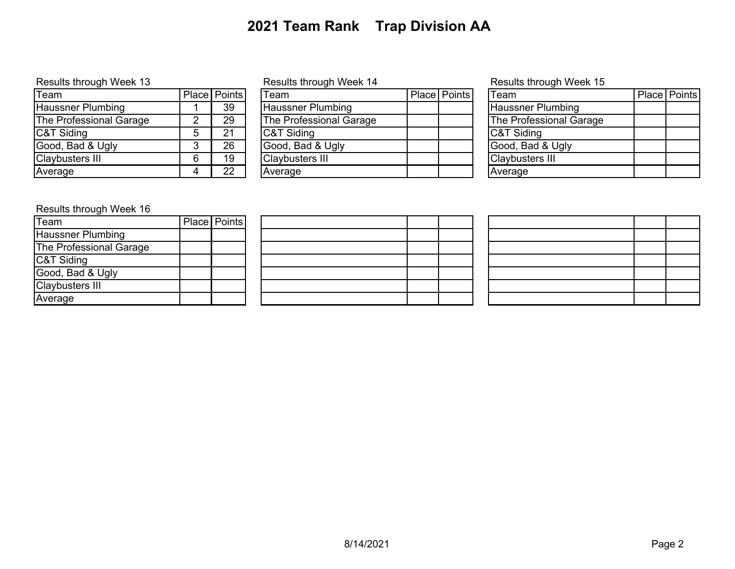# 2021 Team Rank Trap Division AA

Results through Week 13

| Team | Place | Points |
| --- | --- | --- |
| Haussner Plumbing | 1 | 39 |
| The Professional Garage | 2 | 29 |
| C&T Siding | 5 | 21 |
| Good, Bad & Ugly | 3 | 26 |
| Claybusters III | 6 | 19 |
| Average | 4 | 22 |

Results through Week 14

| Team | Place | Points |
| --- | --- | --- |
| Haussner Plumbing | | |
| The Professional Garage | | |
| C&T Siding | | |
| Good, Bad & Ugly | | |
| Claybusters III | | |
| Average | | |

Results through Week 15

| Team | Place | Points |
| --- | --- | --- |
| Haussner Plumbing | | |
| The Professional Garage | | |
| C&T Siding | | |
| Good, Bad & Ugly | | |
| Claybusters III | | |
| Average | | |

Results through Week 16

| Team | Place | Points |
| --- | --- | --- |
| Haussner Plumbing | | |
| The Professional Garage | | |
| C&T Siding | | |
| Good, Bad & Ugly | | |
| Claybusters III | | |
| Average | | |

| | | |
| --- | --- | --- |
| | | |
| | | |
| | | |
| | | |
| | | |
| | | |

| | | |
| --- | --- | --- |
| | | |
| | | |
| | | |
| | | |
| | | |
| | | |

8/14/2021